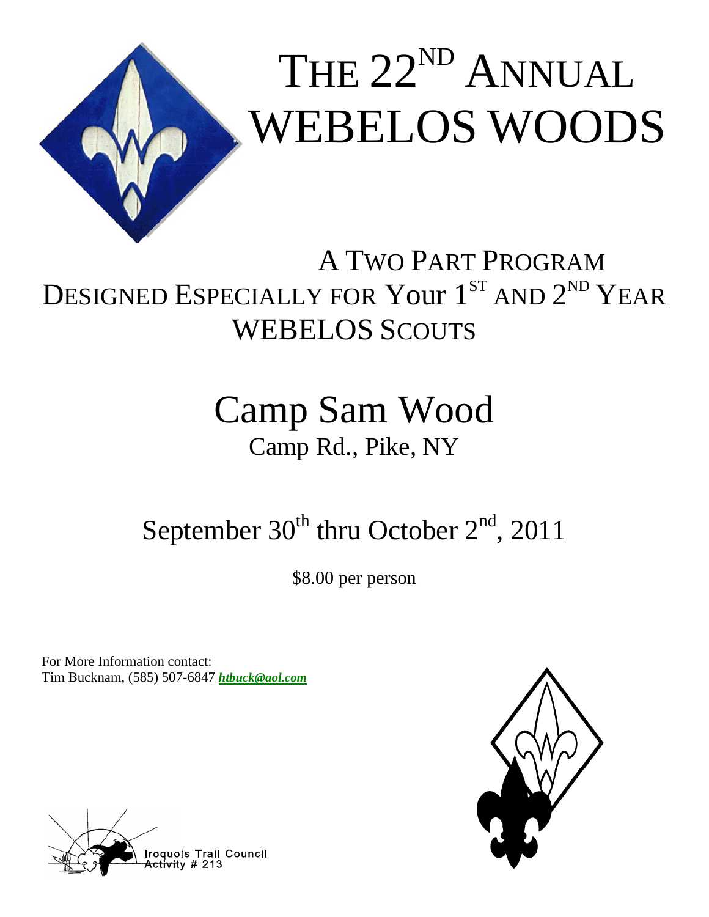# THE 22ND ANNUAL WEBELOS WOODS

## A TWO PART PROGRAM DESIGNED ESPECIALLY FOR Your 1ST AND 2ND YEAR WEBELOS SCOUTS

## Camp Sam Wood

Camp Rd., Pike, NY

## September 30th thru October 2nd, 2011

$8.00 per person

For More Information contact:
Tim Bucknam, (585) 507-6847 ***htbuck@aol.com***

Iroquois Trail Council
Activity # 213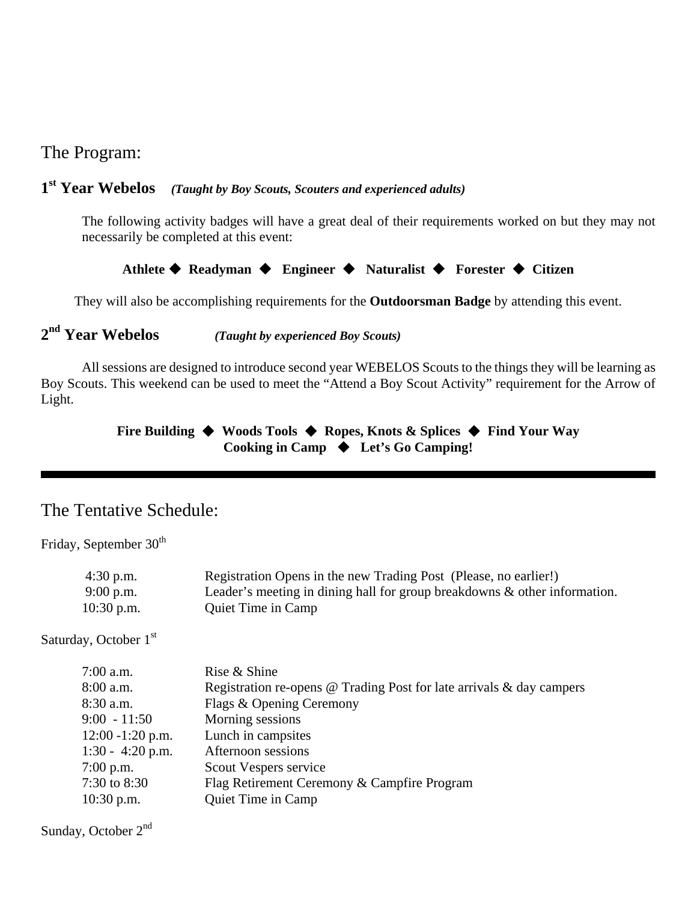## The Program:

### 1st Year Webelos *(Taught by Boy Scouts, Scouters and experienced adults)*

The following activity badges will have a great deal of their requirements worked on but they may not necessarily be completed at this event:

**Athlete ◆ Readyman ◆ Engineer ◆ Naturalist ◆ Forester ◆ Citizen**

They will also be accomplishing requirements for the **Outdoorsman Badge** by attending this event.

### 2nd Year Webelos *(Taught by experienced Boy Scouts)*

All sessions are designed to introduce second year WEBELOS Scouts to the things they will be learning as Boy Scouts. This weekend can be used to meet the "Attend a Boy Scout Activity" requirement for the Arrow of Light.

**Fire Building ◆ Woods Tools ◆ Ropes, Knots & Splices ◆ Find Your Way**
**Cooking in Camp ◆ Let's Go Camping!**

---

## The Tentative Schedule:

Friday, September 30th

| | |
|---|---|
| 4:30 p.m. | Registration Opens in the new Trading Post (Please, no earlier!) |
| 9:00 p.m. | Leader's meeting in dining hall for group breakdowns & other information. |
| 10:30 p.m. | Quiet Time in Camp |

Saturday, October 1st

| | |
|---|---|
| 7:00 a.m. | Rise & Shine |
| 8:00 a.m. | Registration re-opens @ Trading Post for late arrivals & day campers |
| 8:30 a.m. | Flags & Opening Ceremony |
| 9:00 - 11:50 | Morning sessions |
| 12:00 -1:20 p.m. | Lunch in campsites |
| 1:30 - 4:20 p.m. | Afternoon sessions |
| 7:00 p.m. | Scout Vespers service |
| 7:30 to 8:30 | Flag Retirement Ceremony & Campfire Program |
| 10:30 p.m. | Quiet Time in Camp |

Sunday, October 2nd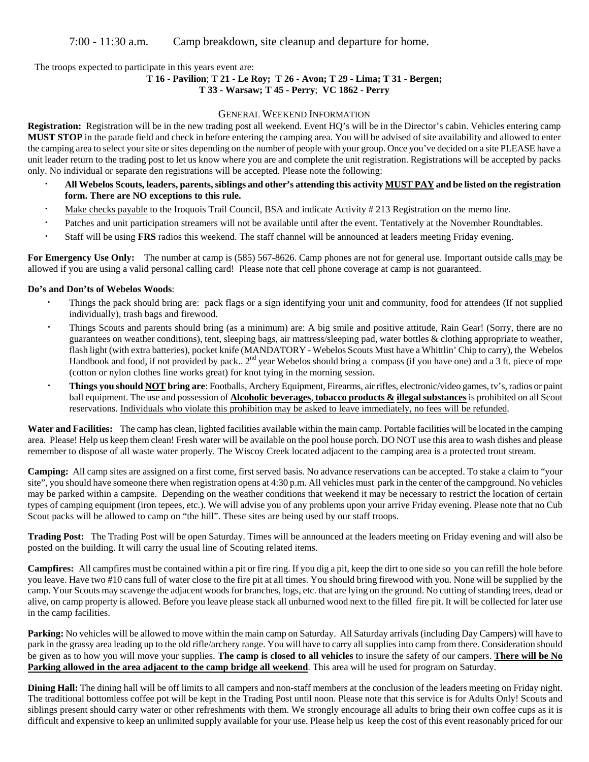7:00 - 11:30 a.m.    Camp breakdown, site cleanup and departure for home.

The troops expected to participate in this years event are:

**T 16 - Pavilion**; **T 21 - Le Roy; T 26 - Avon; T 29 - Lima; T 31 - Bergen;**
**T 33 - Warsaw; T 45 - Perry**; **VC 1862 - Perry**

## GENERAL WEEKEND INFORMATION

**Registration:** Registration will be in the new trading post all weekend. Event HQ's will be in the Director's cabin. Vehicles entering camp **MUST STOP** in the parade field and check in before entering the camping area. You will be advised of site availability and allowed to enter the camping area to select your site or sites depending on the number of people with your group. Once you've decided on a site PLEASE have a unit leader return to the trading post to let us know where you are and complete the unit registration. Registrations will be accepted by packs only. No individual or separate den registrations will be accepted. Please note the following:

- **All Webelos Scouts, leaders, parents, siblings and other's attending this activity MUST PAY and be listed on the registration form. There are NO exceptions to this rule.**
- Make checks payable to the Iroquois Trail Council, BSA and indicate Activity # 213 Registration on the memo line.
- Patches and unit participation streamers will not be available until after the event. Tentatively at the November Roundtables.
- Staff will be using **FRS** radios this weekend. The staff channel will be announced at leaders meeting Friday evening.

**For Emergency Use Only:** The number at camp is (585) 567-8626. Camp phones are not for general use. Important outside calls may be allowed if you are using a valid personal calling card! Please note that cell phone coverage at camp is not guaranteed.

**Do's and Don'ts of Webelos Woods**:

- Things the pack should bring are: pack flags or a sign identifying your unit and community, food for attendees (If not supplied individually), trash bags and firewood.
- Things Scouts and parents should bring (as a minimum) are: A big smile and positive attitude, Rain Gear! (Sorry, there are no guarantees on weather conditions), tent, sleeping bags, air mattress/sleeping pad, water bottles & clothing appropriate to weather, flash light (with extra batteries), pocket knife (MANDATORY - Webelos Scouts Must have a Whittlin' Chip to carry), the Webelos Handbook and food, if not provided by pack.. 2nd year Webelos should bring a compass (if you have one) and a 3 ft. piece of rope (cotton or nylon clothes line works great) for knot tying in the morning session.
- **Things you should NOT bring are**: Footballs, Archery Equipment, Firearms, air rifles, electronic/video games, tv's, radios or paint ball equipment. The use and possession of **Alcoholic beverages**, **tobacco products &** **illegal substances** is prohibited on all Scout reservations. Individuals who violate this prohibition may be asked to leave immediately, no fees will be refunded.

**Water and Facilities:** The camp has clean, lighted facilities available within the main camp. Portable facilities will be located in the camping area. Please! Help us keep them clean! Fresh water will be available on the pool house porch. DO NOT use this area to wash dishes and please remember to dispose of all waste water properly. The Wiscoy Creek located adjacent to the camping area is a protected trout stream.

**Camping:** All camp sites are assigned on a first come, first served basis. No advance reservations can be accepted. To stake a claim to "your site", you should have someone there when registration opens at 4:30 p.m. All vehicles must park in the center of the campground. No vehicles may be parked within a campsite. Depending on the weather conditions that weekend it may be necessary to restrict the location of certain types of camping equipment (iron tepees, etc.). We will advise you of any problems upon your arrive Friday evening. Please note that no Cub Scout packs will be allowed to camp on "the hill". These sites are being used by our staff troops.

**Trading Post:** The Trading Post will be open Saturday. Times will be announced at the leaders meeting on Friday evening and will also be posted on the building. It will carry the usual line of Scouting related items.

**Campfires:** All campfires must be contained within a pit or fire ring. If you dig a pit, keep the dirt to one side so you can refill the hole before you leave. Have two #10 cans full of water close to the fire pit at all times. You should bring firewood with you. None will be supplied by the camp. Your Scouts may scavenge the adjacent woods for branches, logs, etc. that are lying on the ground. No cutting of standing trees, dead or alive, on camp property is allowed. Before you leave please stack all unburned wood next to the filled fire pit. It will be collected for later use in the camp facilities.

**Parking:** No vehicles will be allowed to move within the main camp on Saturday. All Saturday arrivals (including Day Campers) will have to park in the grassy area leading up to the old rifle/archery range. You will have to carry all supplies into camp from there. Consideration should be given as to how you will move your supplies. **The camp is closed to all vehicles** to insure the safety of our campers. **There will be No Parking allowed in the area adjacent to the camp bridge all weekend**. This area will be used for program on Saturday.

**Dining Hall:** The dining hall will be off limits to all campers and non-staff members at the conclusion of the leaders meeting on Friday night. The traditional bottomless coffee pot will be kept in the Trading Post until noon. Please note that this service is for Adults Only! Scouts and siblings present should carry water or other refreshments with them. We strongly encourage all adults to bring their own coffee cups as it is difficult and expensive to keep an unlimited supply available for your use. Please help us keep the cost of this event reasonably priced for our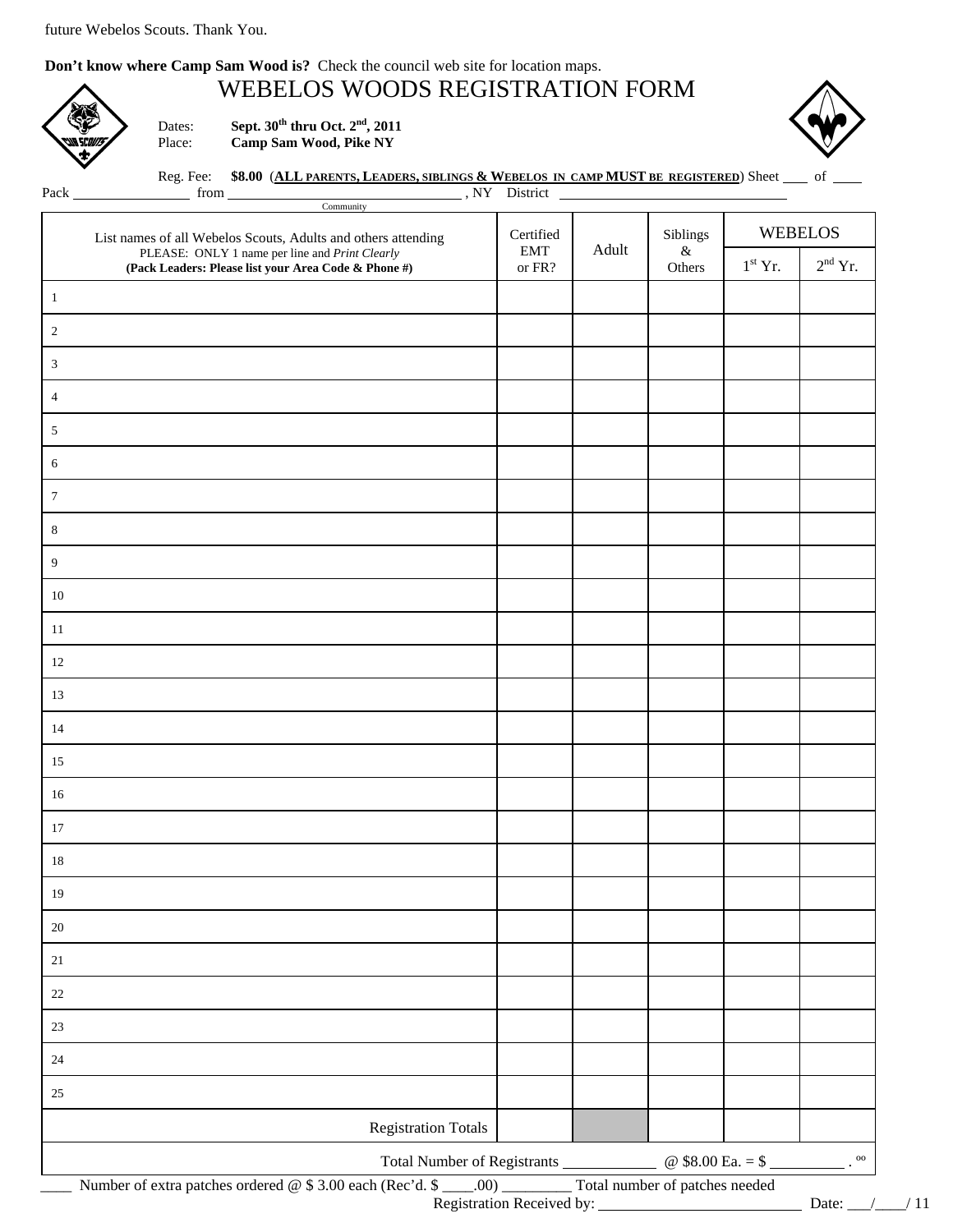future Webelos Scouts. Thank You.

**Don't know where Camp Sam Wood is?** Check the council web site for location maps.

# WEBELOS WOODS REGISTRATION FORM

Dates: **Sept. 30th thru Oct. 2nd, 2011**
Place: **Camp Sam Wood, Pike NY**

Reg. Fee: **$8.00** (**ALL PARENTS, LEADERS, SIBLINGS & WEBELOS IN CAMP MUST BE REGISTERED**) Sheet ____ of ____

Pack ____________ from ________________________ , NY District ________________________
Community

| List names of all Webelos Scouts, Adults and others attending<br>PLEASE: ONLY 1 name per line and *Print Clearly*<br>**(Pack Leaders: Please list your Area Code & Phone #)** | Certified EMT or FR? | Adult | Siblings & Others | WEBELOS | |
|---|---|---|---|---|---|
| | | | | 1st Yr. | 2nd Yr. |
| 1 | | | | | |
| 2 | | | | | |
| 3 | | | | | |
| 4 | | | | | |
| 5 | | | | | |
| 6 | | | | | |
| 7 | | | | | |
| 8 | | | | | |
| 9 | | | | | |
| 10 | | | | | |
| 11 | | | | | |
| 12 | | | | | |
| 13 | | | | | |
| 14 | | | | | |
| 15 | | | | | |
| 16 | | | | | |
| 17 | | | | | |
| 18 | | | | | |
| 19 | | | | | |
| 20 | | | | | |
| 21 | | | | | |
| 22 | | | | | |
| 23 | | | | | |
| 24 | | | | | |
| 25 | | | | | |
| Registration Totals | | | | | |

Total Number of Registrants ____________ @ $8.00 Ea. = $ __________ . oo

____ Number of extra patches ordered @ $ 3.00 each (Rec'd. $ ____.00) _________ Total number of patches needed

Registration Received by: __________________________ Date: ___/____/ 11